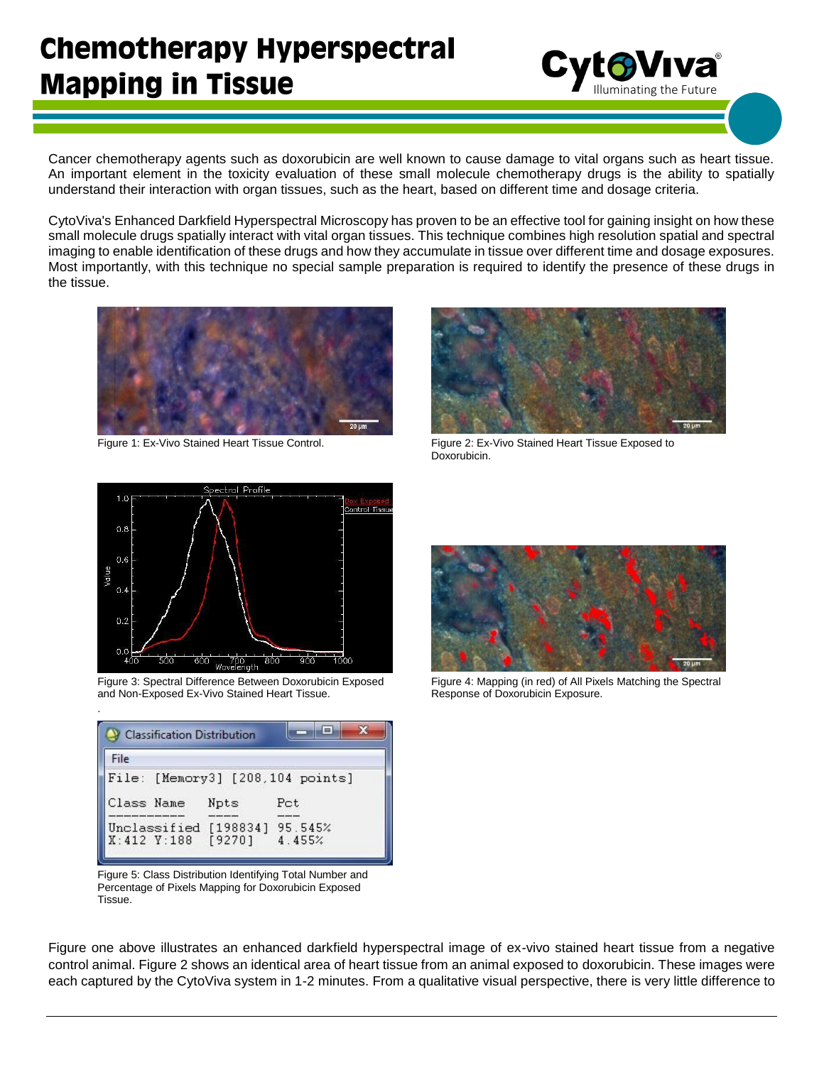# Chemotherapy Hyperspectral Mapping in Tissue

Cancer chemotherapy agents such as doxorubicin are well known to cause damage to vital organs such as heart tissue. An important element in the toxicity evaluation of these small molecule chemotherapy drugs is the ability to spatially understand their interaction with organ tissues, such as the heart, based on different time and dosage criteria.

CytoViva's Enhanced Darkfield Hyperspectral Microscopy has proven to be an effective tool for gaining insight on how these small molecule drugs spatially interact with vital organ tissues. This technique combines high resolution spatial and spectral imaging to enable identification of these drugs and how they accumulate in tissue over different time and dosage exposures. Most importantly, with this technique no special sample preparation is required to identify the presence of these drugs in the tissue.

Figure 1: Ex-Vivo Stained Heart Tissue Control.

Figure 2: Ex-Vivo Stained Heart Tissue Exposed to Doxorubicin.

Figure 3: Spectral Difference Between Doxorubicin Exposed and Non-Exposed Ex-Vivo Stained Heart Tissue.

Figure 4: Mapping (in red) of All Pixels Matching the Spectral Response of Doxorubicin Exposure.

Figure 5: Class Distribution Identifying Total Number and Percentage of Pixels Mapping for Doxorubicin Exposed Tissue.

Figure one above illustrates an enhanced darkfield hyperspectral image of ex-vivo stained heart tissue from a negative control animal. Figure 2 shows an identical area of heart tissue from an animal exposed to doxorubicin. These images were each captured by the CytoViva system in 1-2 minutes. From a qualitative visual perspective, there is very little difference to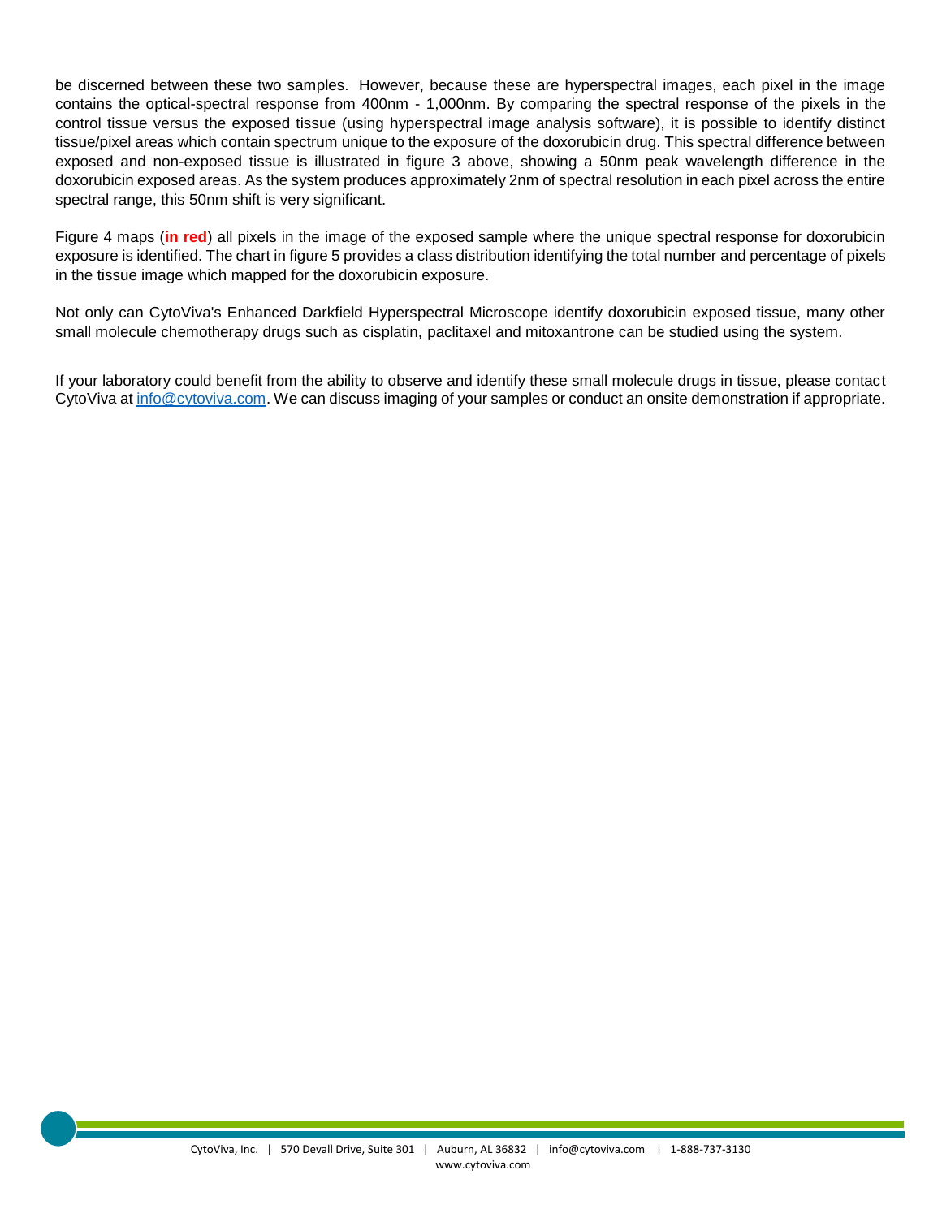be discerned between these two samples. However, because these are hyperspectral images, each pixel in the image contains the optical-spectral response from 400nm - 1,000nm. By comparing the spectral response of the pixels in the control tissue versus the exposed tissue (using hyperspectral image analysis software), it is possible to identify distinct tissue/pixel areas which contain spectrum unique to the exposure of the doxorubicin drug. This spectral difference between exposed and non-exposed tissue is illustrated in figure 3 above, showing a 50nm peak wavelength difference in the doxorubicin exposed areas. As the system produces approximately 2nm of spectral resolution in each pixel across the entire spectral range, this 50nm shift is very significant.

Figure 4 maps (**in red**) all pixels in the image of the exposed sample where the unique spectral response for doxorubicin exposure is identified. The chart in figure 5 provides a class distribution identifying the total number and percentage of pixels in the tissue image which mapped for the doxorubicin exposure.

Not only can CytoViva's Enhanced Darkfield Hyperspectral Microscope identify doxorubicin exposed tissue, many other small molecule chemotherapy drugs such as cisplatin, paclitaxel and mitoxantrone can be studied using the system.

If your laboratory could benefit from the ability to observe and identify these small molecule drugs in tissue, please contact CytoViva at info@cytoviva.com. We can discuss imaging of your samples or conduct an onsite demonstration if appropriate.